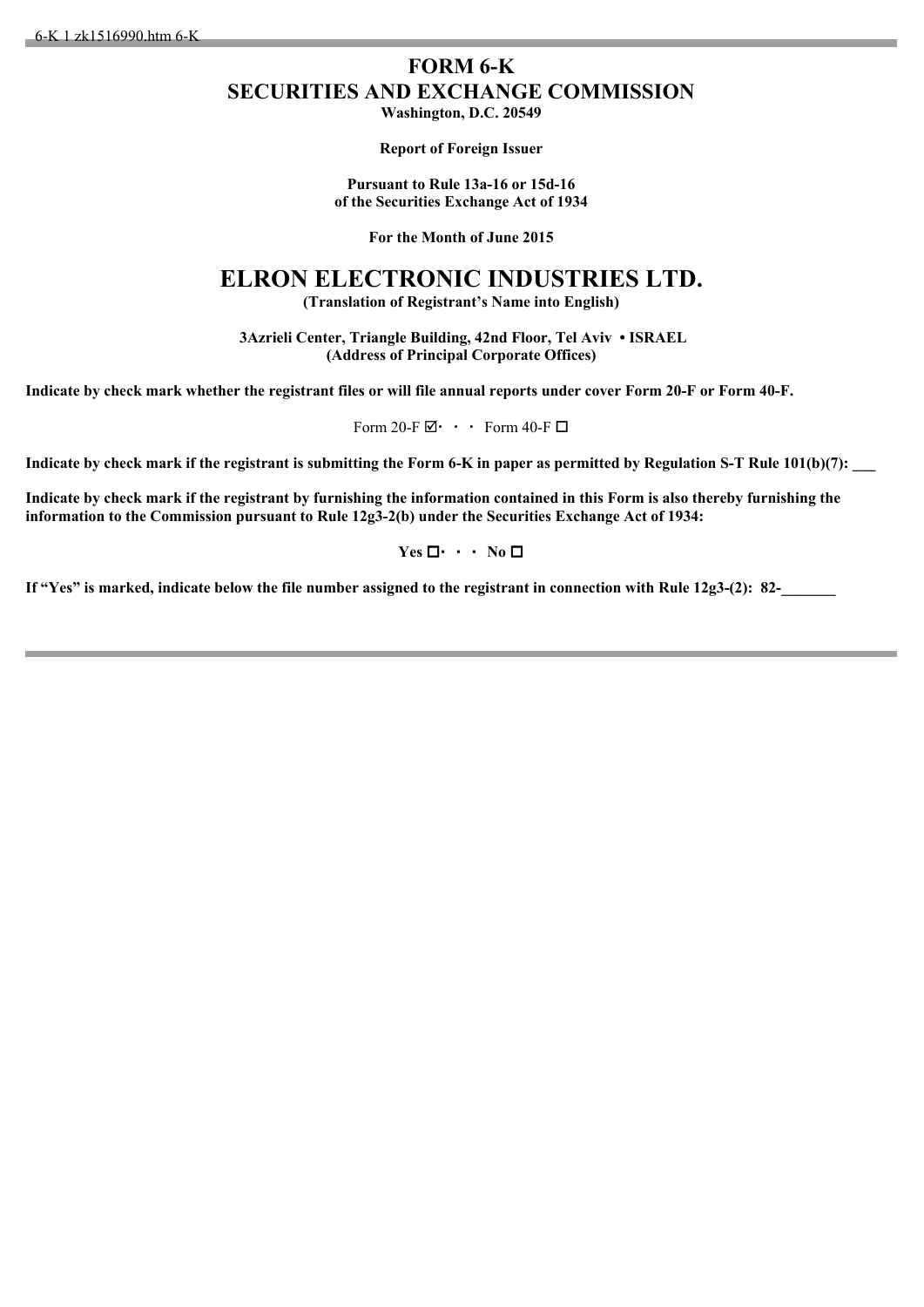# FORM 6-K
# SECURITIES AND EXCHANGE COMMISSION

**Washington, D.C. 20549**

**Report of Foreign Issuer**

**Pursuant to Rule 13a-16 or 15d-16**
**of the Securities Exchange Act of 1934**

**For the Month of June 2015**

# ELRON ELECTRONIC INDUSTRIES LTD.

**(Translation of Registrant's Name into English)**

**3Azrieli Center, Triangle Building, 42nd Floor, Tel Aviv • ISRAEL**
**(Address of Principal Corporate Offices)**

**Indicate by check mark whether the registrant files or will file annual reports under cover Form 20-F or Form 40-F.**

Form 20-F ☑ · · · Form 40-F ☐

**Indicate by check mark if the registrant is submitting the Form 6-K in paper as permitted by Regulation S-T Rule 101(b)(7): ___**

**Indicate by check mark if the registrant by furnishing the information contained in this Form is also thereby furnishing the information to the Commission pursuant to Rule 12g3-2(b) under the Securities Exchange Act of 1934:**

**Yes ☐ · · · No ☐**

**If "Yes" is marked, indicate below the file number assigned to the registrant in connection with Rule 12g3-(2): 82-_______**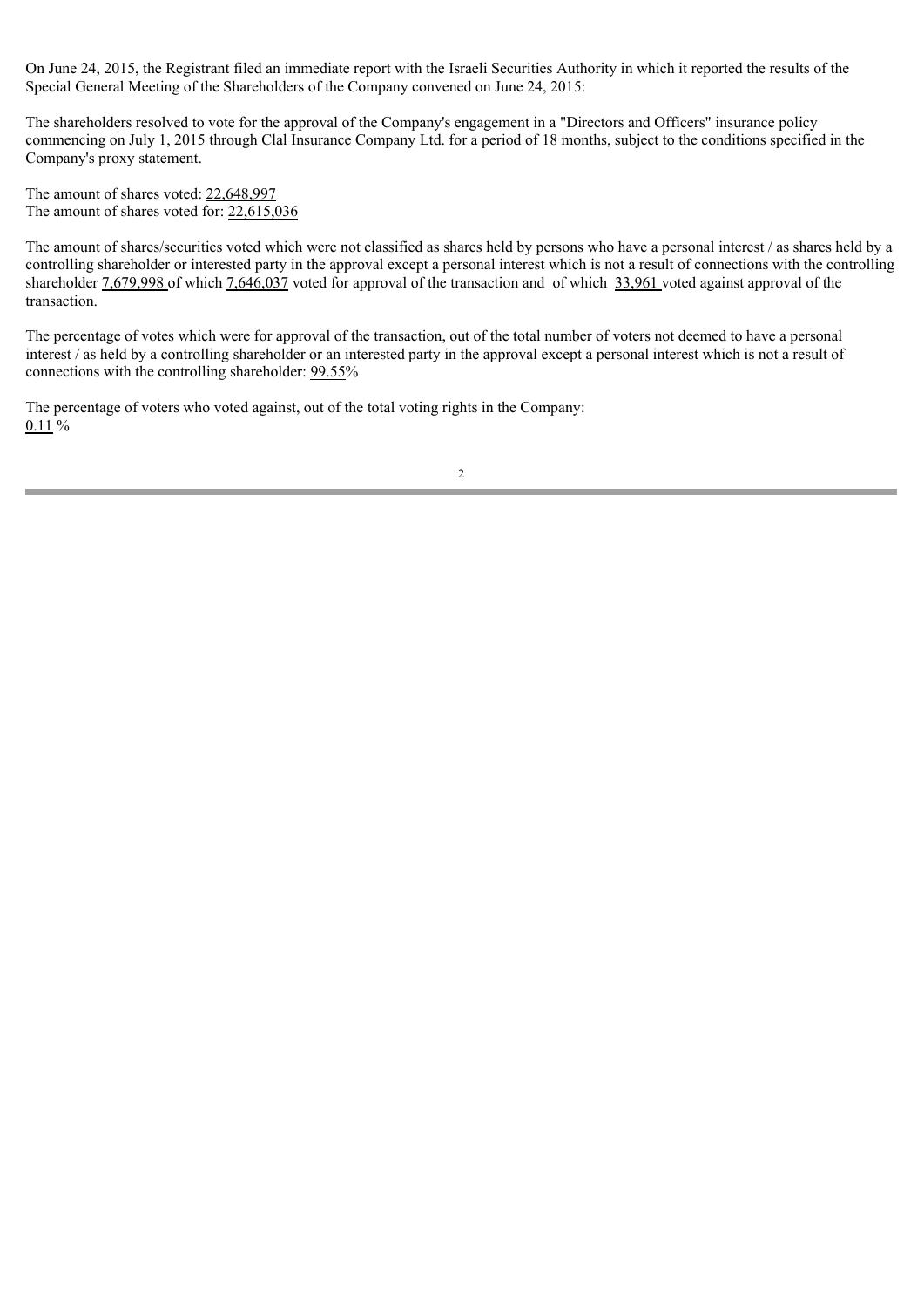On June 24, 2015, the Registrant filed an immediate report with the Israeli Securities Authority in which it reported the results of the Special General Meeting of the Shareholders of the Company convened on June 24, 2015:

The shareholders resolved to vote for the approval of the Company's engagement in a "Directors and Officers" insurance policy commencing on July 1, 2015 through Clal Insurance Company Ltd. for a period of 18 months, subject to the conditions specified in the Company's proxy statement.

The amount of shares voted: 22,648,997  
The amount of shares voted for: 22,615,036

The amount of shares/securities voted which were not classified as shares held by persons who have a personal interest / as shares held by a controlling shareholder or interested party in the approval except a personal interest which is not a result of connections with the controlling shareholder 7,679,998 of which 7,646,037 voted for approval of the transaction and of which 33,961 voted against approval of the transaction.

The percentage of votes which were for approval of the transaction, out of the total number of voters not deemed to have a personal interest / as held by a controlling shareholder or an interested party in the approval except a personal interest which is not a result of connections with the controlling shareholder: 99.55%

The percentage of voters who voted against, out of the total voting rights in the Company:  
0.11 %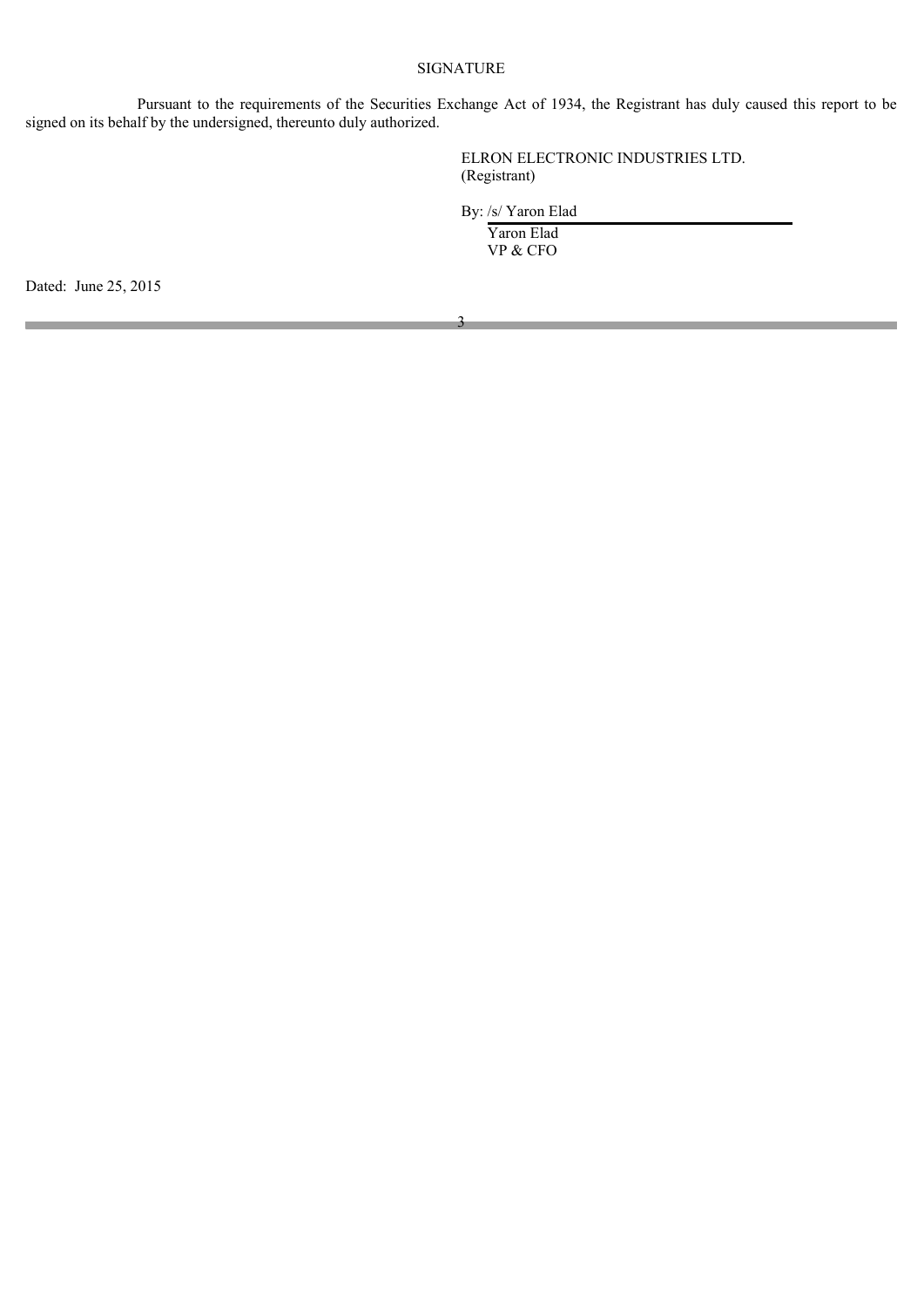# SIGNATURE

Pursuant to the requirements of the Securities Exchange Act of 1934, the Registrant has duly caused this report to be signed on its behalf by the undersigned, thereunto duly authorized.

ELRON ELECTRONIC INDUSTRIES LTD.
(Registrant)

By: /s/ Yaron Elad
Yaron Elad
VP & CFO

Dated: June 25, 2015